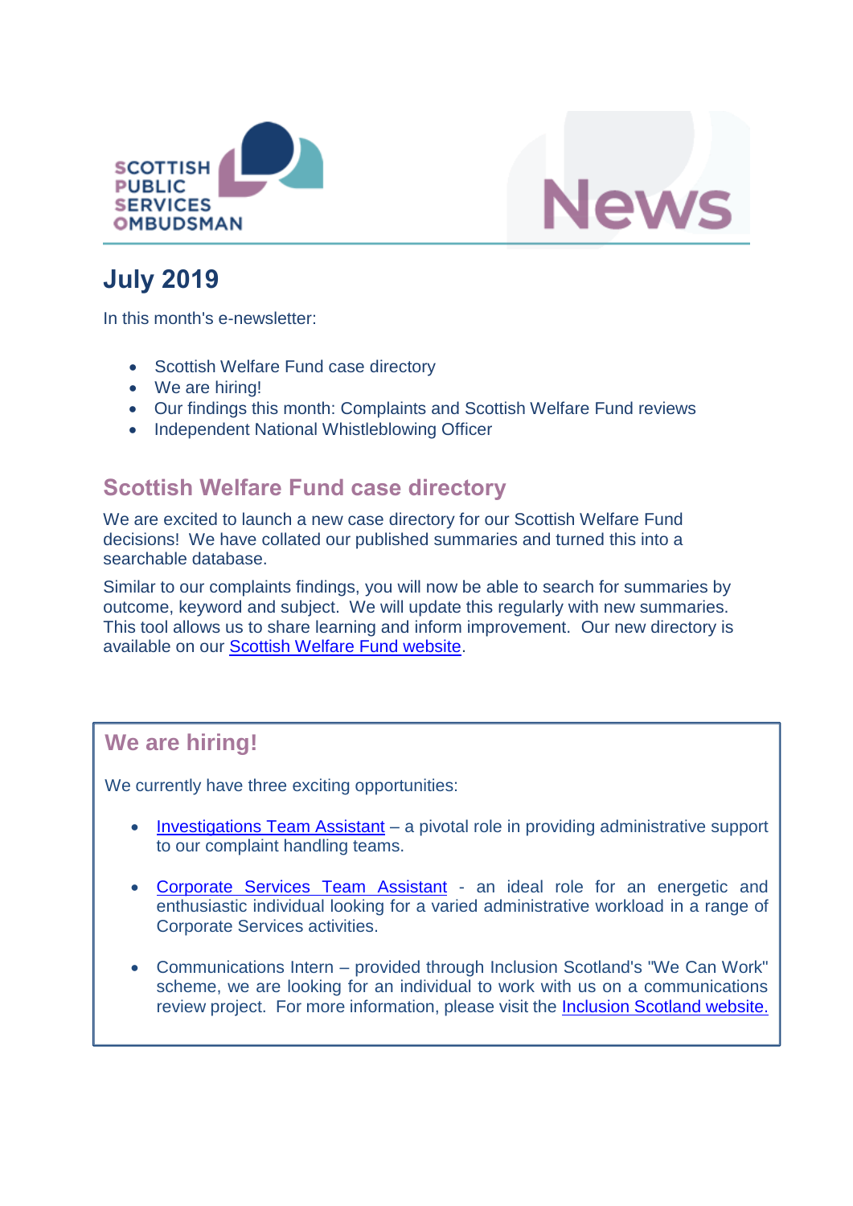SCOTTISH PUBLIC SERVICES OMBUDSMAN

News

# July 2019

In this month's e-newsletter:

- Scottish Welfare Fund case directory
- We are hiring!
- Our findings this month: Complaints and Scottish Welfare Fund reviews
- Independent National Whistleblowing Officer

## Scottish Welfare Fund case directory

We are excited to launch a new case directory for our Scottish Welfare Fund decisions! We have collated our published summaries and turned this into a searchable database.

Similar to our complaints findings, you will now be able to search for summaries by outcome, keyword and subject. We will update this regularly with new summaries. This tool allows us to share learning and inform improvement. Our new directory is available on our Scottish Welfare Fund website.

## We are hiring!

We currently have three exciting opportunities:

- Investigations Team Assistant – a pivotal role in providing administrative support to our complaint handling teams.

- Corporate Services Team Assistant - an ideal role for an energetic and enthusiastic individual looking for a varied administrative workload in a range of Corporate Services activities.

- Communications Intern – provided through Inclusion Scotland's "We Can Work" scheme, we are looking for an individual to work with us on a communications review project. For more information, please visit the Inclusion Scotland website.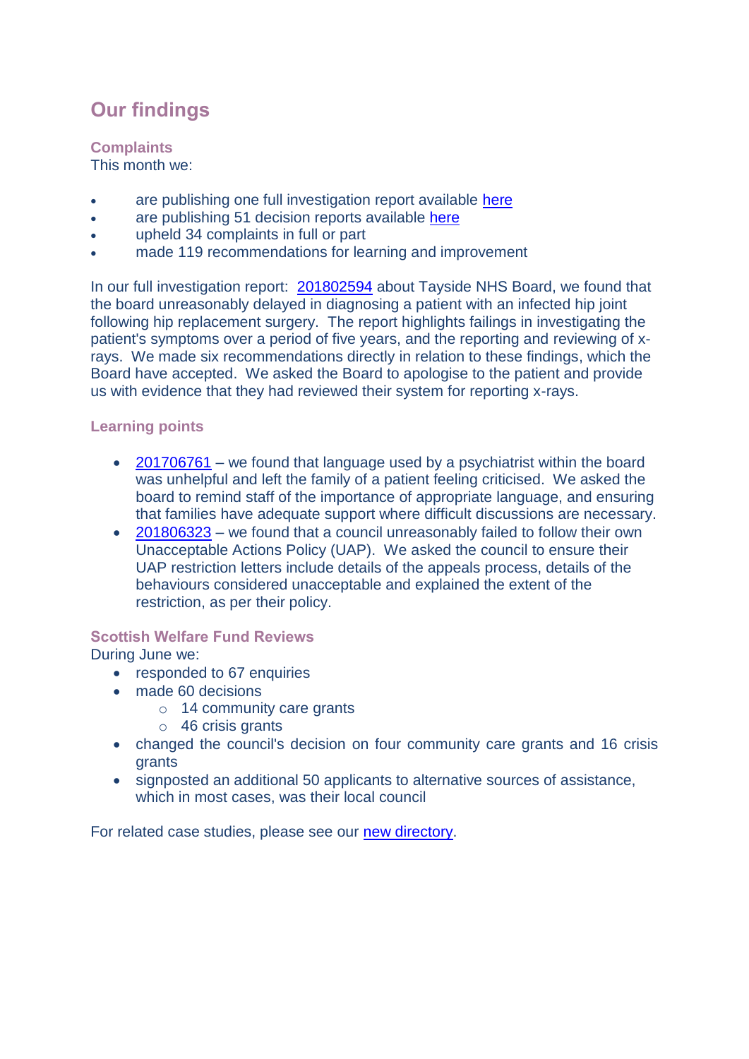## Our findings

### Complaints

This month we:

- are publishing one full investigation report available here
- are publishing 51 decision reports available here
- upheld 34 complaints in full or part
- made 119 recommendations for learning and improvement

In our full investigation report: 201802594 about Tayside NHS Board, we found that the board unreasonably delayed in diagnosing a patient with an infected hip joint following hip replacement surgery. The report highlights failings in investigating the patient's symptoms over a period of five years, and the reporting and reviewing of x-rays. We made six recommendations directly in relation to these findings, which the Board have accepted. We asked the Board to apologise to the patient and provide us with evidence that they had reviewed their system for reporting x-rays.

### Learning points

- 201706761 – we found that language used by a psychiatrist within the board was unhelpful and left the family of a patient feeling criticised. We asked the board to remind staff of the importance of appropriate language, and ensuring that families have adequate support where difficult discussions are necessary.
- 201806323 – we found that a council unreasonably failed to follow their own Unacceptable Actions Policy (UAP). We asked the council to ensure their UAP restriction letters include details of the appeals process, details of the behaviours considered unacceptable and explained the extent of the restriction, as per their policy.

### Scottish Welfare Fund Reviews

During June we:

- responded to 67 enquiries
- made 60 decisions
  - 14 community care grants
  - 46 crisis grants
- changed the council's decision on four community care grants and 16 crisis grants
- signposted an additional 50 applicants to alternative sources of assistance, which in most cases, was their local council

For related case studies, please see our new directory.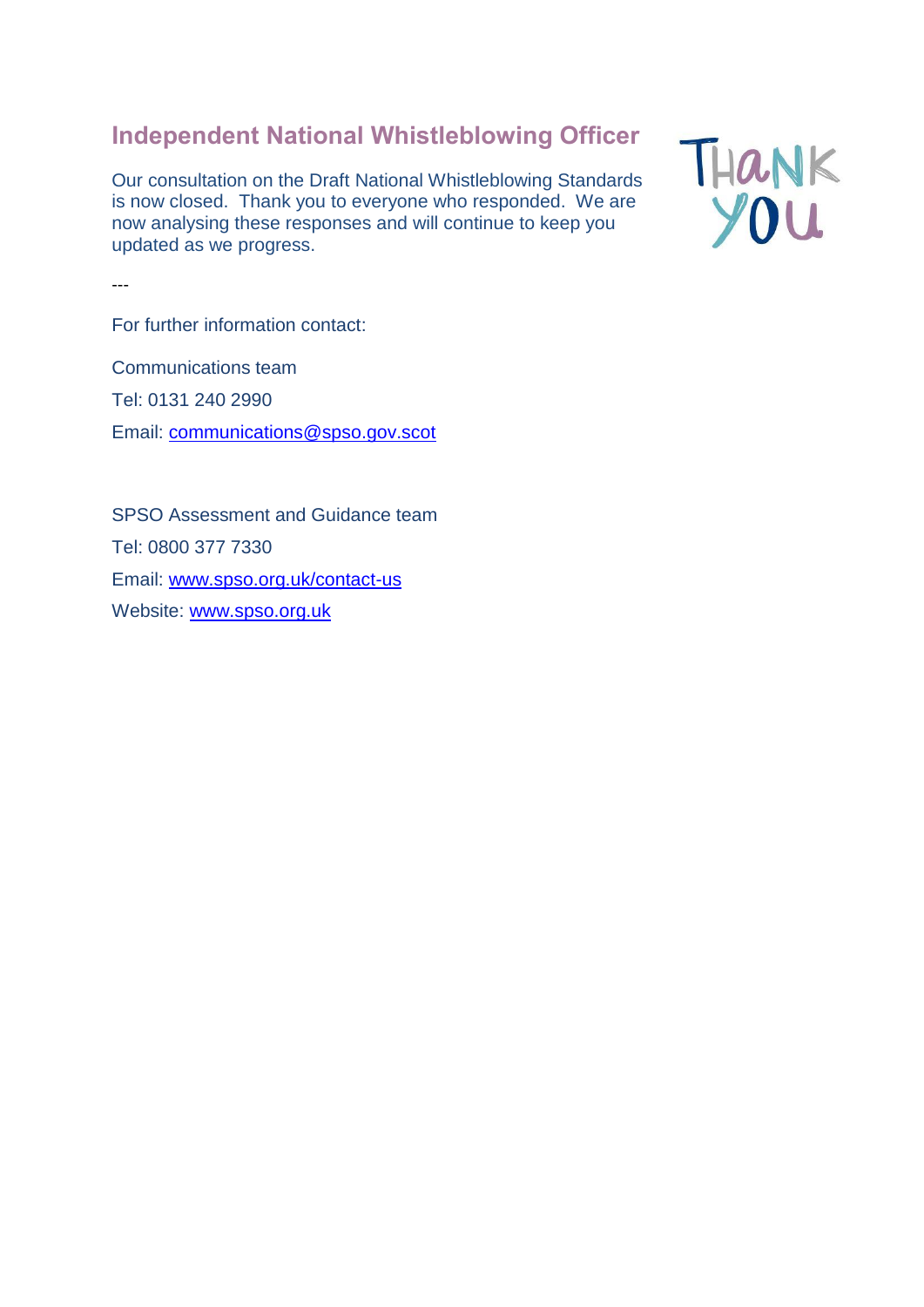## Independent National Whistleblowing Officer

Our consultation on the Draft National Whistleblowing Standards is now closed. Thank you to everyone who responded. We are now analysing these responses and will continue to keep you updated as we progress.

---

For further information contact:

Communications team

Tel: 0131 240 2990

Email: communications@spso.gov.scot

SPSO Assessment and Guidance team

Tel: 0800 377 7330

Email: www.spso.org.uk/contact-us

Website: www.spso.org.uk